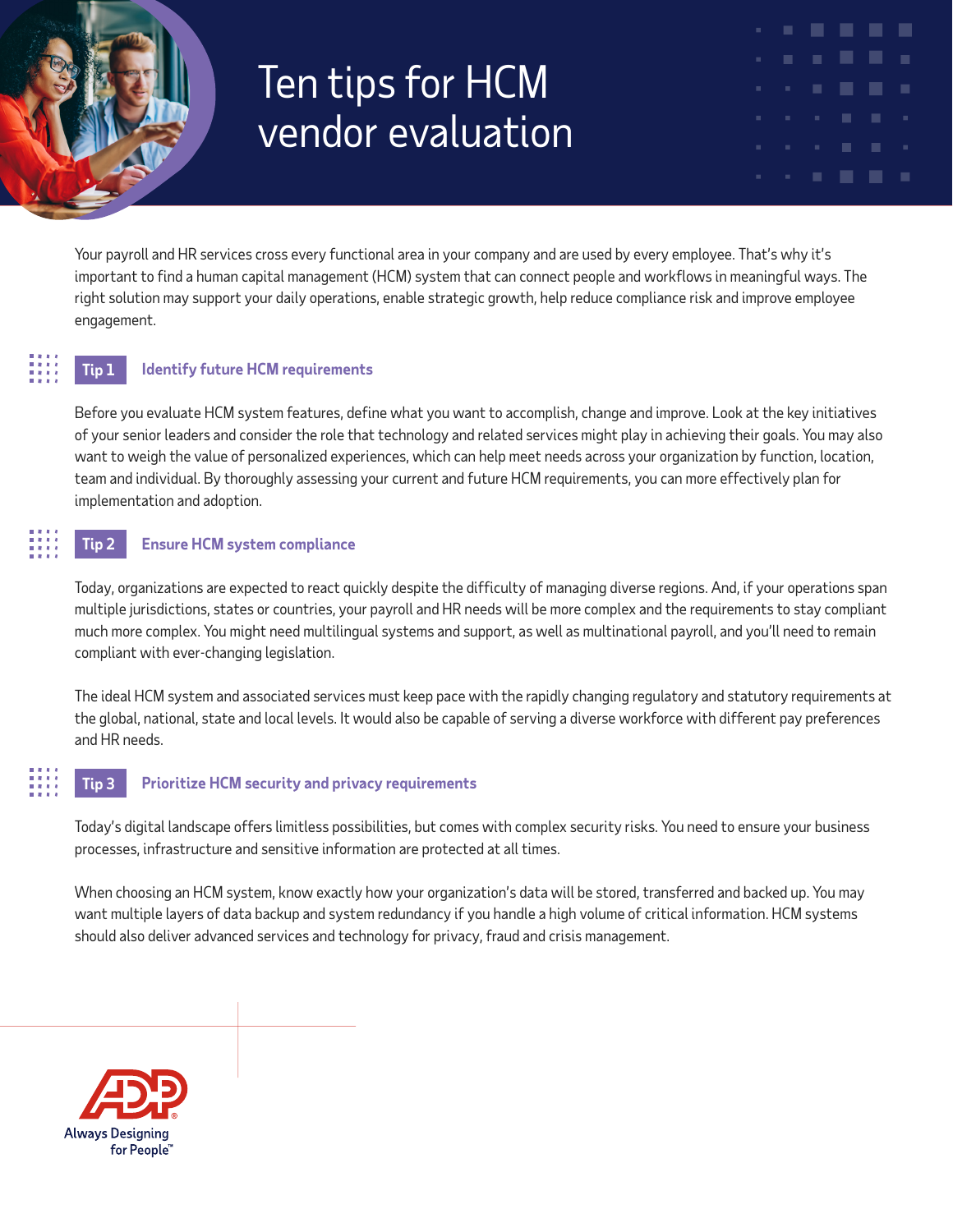# Ten tips for HCM vendor evaluation

Your payroll and HR services cross every functional area in your company and are used by every employee. That's why it's important to find a human capital management (HCM) system that can connect people and workflows in meaningful ways. The right solution may support your daily operations, enable strategic growth, help reduce compliance risk and improve employee engagement.

## Tip 1 Identify future HCM requirements

Before you evaluate HCM system features, define what you want to accomplish, change and improve. Look at the key initiatives of your senior leaders and consider the role that technology and related services might play in achieving their goals. You may also want to weigh the value of personalized experiences, which can help meet needs across your organization by function, location, team and individual. By thoroughly assessing your current and future HCM requirements, you can more effectively plan for implementation and adoption.

## Tip 2 Ensure HCM system compliance

Today, organizations are expected to react quickly despite the difficulty of managing diverse regions. And, if your operations span multiple jurisdictions, states or countries, your payroll and HR needs will be more complex and the requirements to stay compliant much more complex. You might need multilingual systems and support, as well as multinational payroll, and you'll need to remain compliant with ever-changing legislation.

The ideal HCM system and associated services must keep pace with the rapidly changing regulatory and statutory requirements at the global, national, state and local levels. It would also be capable of serving a diverse workforce with different pay preferences and HR needs.

## Tip 3 Prioritize HCM security and privacy requirements

Today's digital landscape offers limitless possibilities, but comes with complex security risks. You need to ensure your business processes, infrastructure and sensitive information are protected at all times.

When choosing an HCM system, know exactly how your organization's data will be stored, transferred and backed up. You may want multiple layers of data backup and system redundancy if you handle a high volume of critical information. HCM systems should also deliver advanced services and technology for privacy, fraud and crisis management.

ADP® Always Designing for People™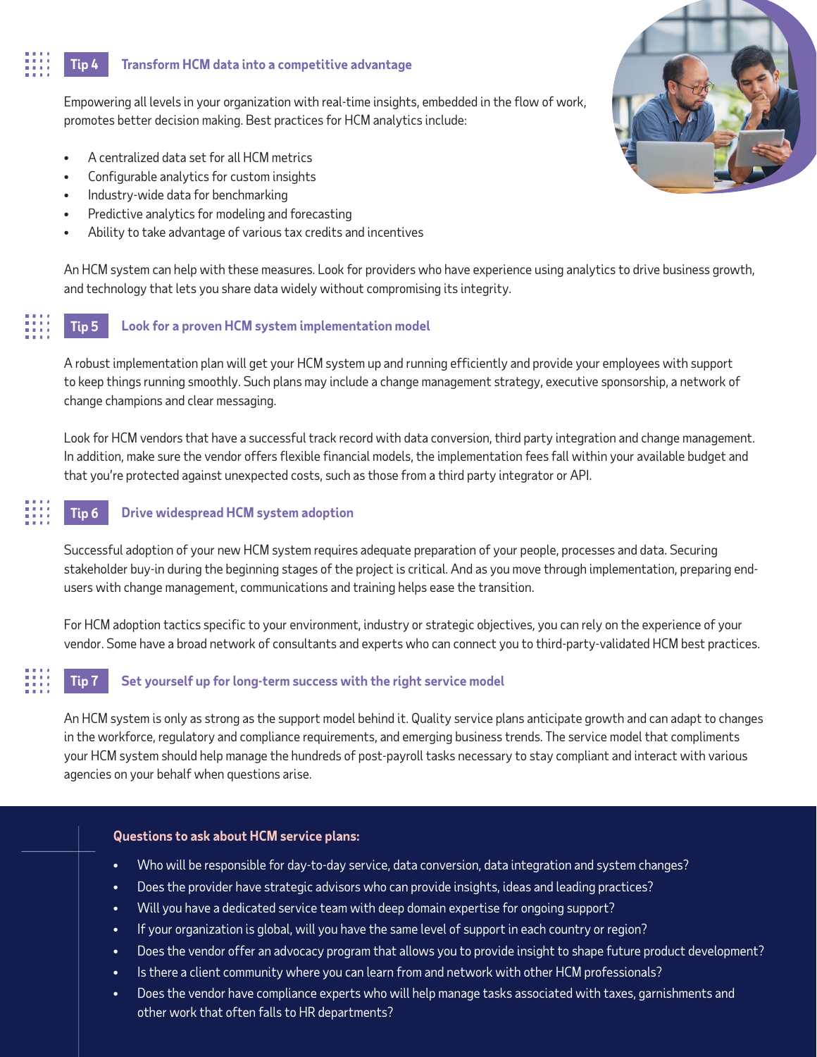## Tip 4 Transform HCM data into a competitive advantage

Empowering all levels in your organization with real-time insights, embedded in the flow of work, promotes better decision making. Best practices for HCM analytics include:

- A centralized data set for all HCM metrics
- Configurable analytics for custom insights
- Industry-wide data for benchmarking
- Predictive analytics for modeling and forecasting
- Ability to take advantage of various tax credits and incentives

An HCM system can help with these measures. Look for providers who have experience using analytics to drive business growth, and technology that lets you share data widely without compromising its integrity.

## Tip 5 Look for a proven HCM system implementation model

A robust implementation plan will get your HCM system up and running efficiently and provide your employees with support to keep things running smoothly. Such plans may include a change management strategy, executive sponsorship, a network of change champions and clear messaging.

Look for HCM vendors that have a successful track record with data conversion, third party integration and change management. In addition, make sure the vendor offers flexible financial models, the implementation fees fall within your available budget and that you're protected against unexpected costs, such as those from a third party integrator or API.

## Tip 6 Drive widespread HCM system adoption

Successful adoption of your new HCM system requires adequate preparation of your people, processes and data. Securing stakeholder buy-in during the beginning stages of the project is critical. And as you move through implementation, preparing end-users with change management, communications and training helps ease the transition.

For HCM adoption tactics specific to your environment, industry or strategic objectives, you can rely on the experience of your vendor. Some have a broad network of consultants and experts who can connect you to third-party-validated HCM best practices.

## Tip 7 Set yourself up for long-term success with the right service model

An HCM system is only as strong as the support model behind it. Quality service plans anticipate growth and can adapt to changes in the workforce, regulatory and compliance requirements, and emerging business trends. The service model that compliments your HCM system should help manage the hundreds of post-payroll tasks necessary to stay compliant and interact with various agencies on your behalf when questions arise.

**Questions to ask about HCM service plans:**

- Who will be responsible for day-to-day service, data conversion, data integration and system changes?
- Does the provider have strategic advisors who can provide insights, ideas and leading practices?
- Will you have a dedicated service team with deep domain expertise for ongoing support?
- If your organization is global, will you have the same level of support in each country or region?
- Does the vendor offer an advocacy program that allows you to provide insight to shape future product development?
- Is there a client community where you can learn from and network with other HCM professionals?
- Does the vendor have compliance experts who will help manage tasks associated with taxes, garnishments and other work that often falls to HR departments?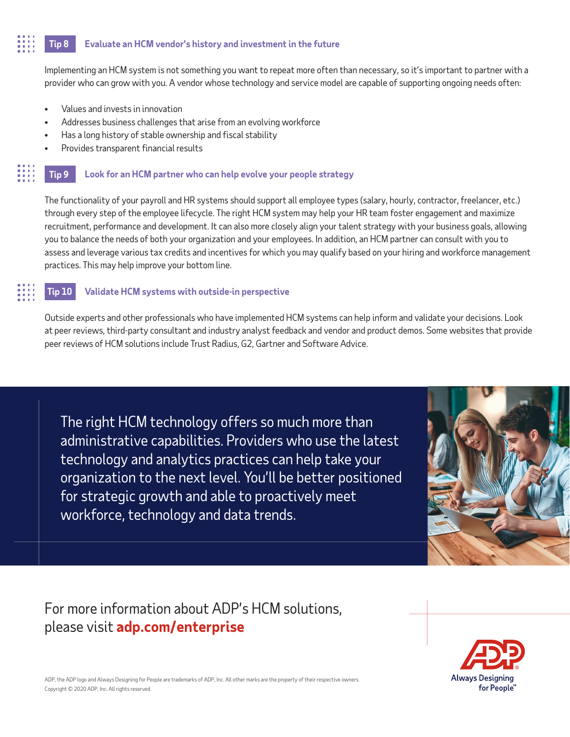## Tip 8 Evaluate an HCM vendor's history and investment in the future

Implementing an HCM system is not something you want to repeat more often than necessary, so it's important to partner with a provider who can grow with you. A vendor whose technology and service model are capable of supporting ongoing needs often:

- Values and invests in innovation
- Addresses business challenges that arise from an evolving workforce
- Has a long history of stable ownership and fiscal stability
- Provides transparent financial results

## Tip 9 Look for an HCM partner who can help evolve your people strategy

The functionality of your payroll and HR systems should support all employee types (salary, hourly, contractor, freelancer, etc.) through every step of the employee lifecycle. The right HCM system may help your HR team foster engagement and maximize recruitment, performance and development. It can also more closely align your talent strategy with your business goals, allowing you to balance the needs of both your organization and your employees. In addition, an HCM partner can consult with you to assess and leverage various tax credits and incentives for which you may qualify based on your hiring and workforce management practices. This may help improve your bottom line.

## Tip 10 Validate HCM systems with outside-in perspective

Outside experts and other professionals who have implemented HCM systems can help inform and validate your decisions. Look at peer reviews, third-party consultant and industry analyst feedback and vendor and product demos. Some websites that provide peer reviews of HCM solutions include Trust Radius, G2, Gartner and Software Advice.

The right HCM technology offers so much more than administrative capabilities. Providers who use the latest technology and analytics practices can help take your organization to the next level. You'll be better positioned for strategic growth and able to proactively meet workforce, technology and data trends.

For more information about ADP's HCM solutions, please visit **adp.com/enterprise**

Always Designing for People™

ADP, the ADP logo and Always Designing for People are trademarks of ADP, Inc. All other marks are the property of their respective owners.
Copyright © 2020 ADP, Inc. All rights reserved.